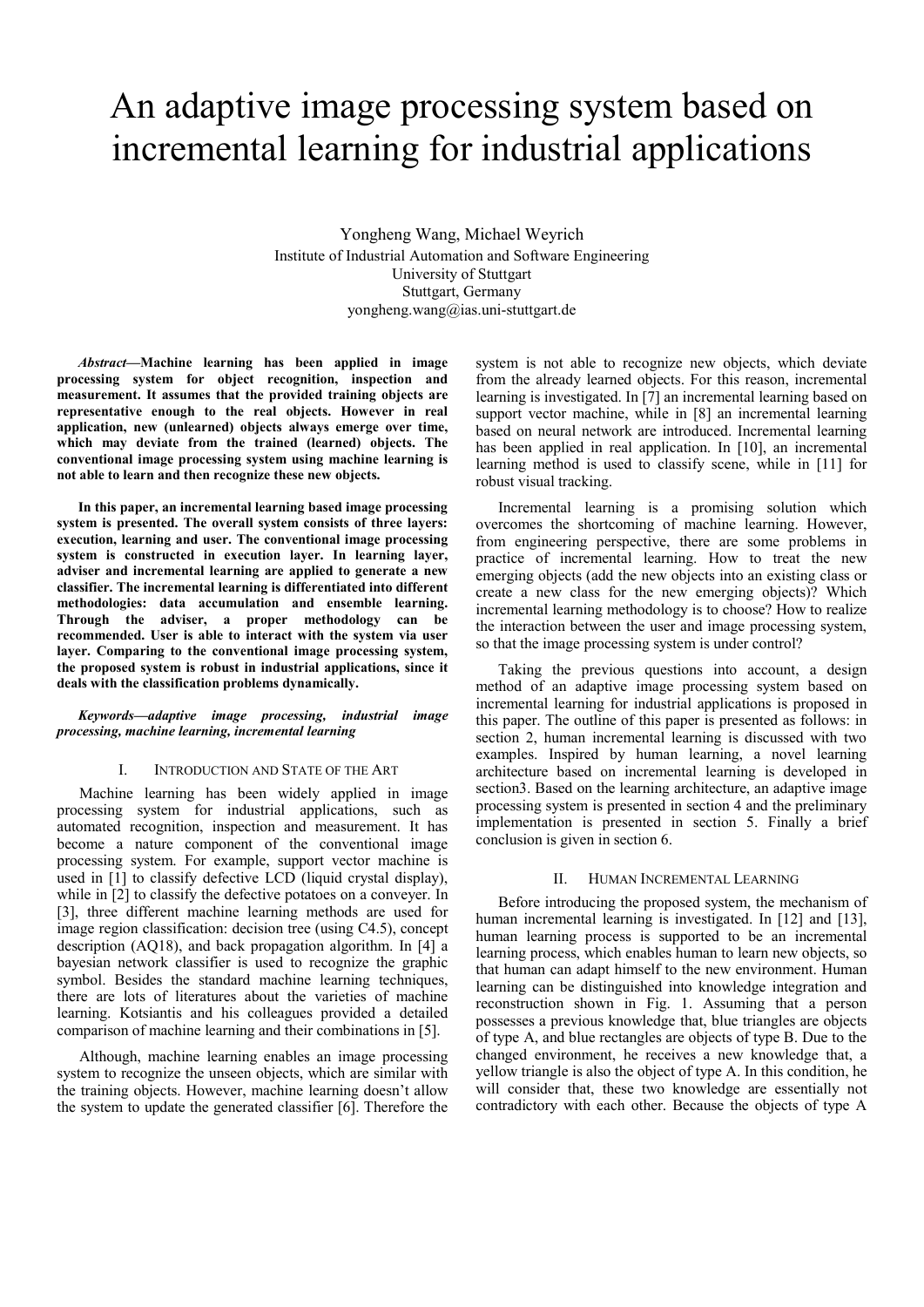# An adaptive image processing system based on incremental learning for industrial applications

Yongheng Wang, Michael Weyrich
Institute of Industrial Automation and Software Engineering
University of Stuttgart
Stuttgart, Germany
yongheng.wang@ias.uni-stuttgart.de

***Abstract*—Machine learning has been applied in image processing system for object recognition, inspection and measurement. It assumes that the provided training objects are representative enough to the real objects. However in real application, new (unlearned) objects always emerge over time, which may deviate from the trained (learned) objects. The conventional image processing system using machine learning is not able to learn and then recognize these new objects.**

**In this paper, an incremental learning based image processing system is presented. The overall system consists of three layers: execution, learning and user. The conventional image processing system is constructed in execution layer. In learning layer, adviser and incremental learning are applied to generate a new classifier. The incremental learning is differentiated into different methodologies: data accumulation and ensemble learning. Through the adviser, a proper methodology can be recommended. User is able to interact with the system via user layer. Comparing to the conventional image processing system, the proposed system is robust in industrial applications, since it deals with the classification problems dynamically.**

***Keywords—adaptive image processing, industrial image processing, machine learning, incremental learning***

## I. Introduction and State of the Art

Machine learning has been widely applied in image processing system for industrial applications, such as automated recognition, inspection and measurement. It has become a nature component of the conventional image processing system. For example, support vector machine is used in [1] to classify defective LCD (liquid crystal display), while in [2] to classify the defective potatoes on a conveyer. In [3], three different machine learning methods are used for image region classification: decision tree (using C4.5), concept description (AQ18), and back propagation algorithm. In [4] a bayesian network classifier is used to recognize the graphic symbol. Besides the standard machine learning techniques, there are lots of literatures about the varieties of machine learning. Kotsiantis and his colleagues provided a detailed comparison of machine learning and their combinations in [5].

Although, machine learning enables an image processing system to recognize the unseen objects, which are similar with the training objects. However, machine learning doesn't allow the system to update the generated classifier [6]. Therefore the system is not able to recognize new objects, which deviate from the already learned objects. For this reason, incremental learning is investigated. In [7] an incremental learning based on support vector machine, while in [8] an incremental learning based on neural network are introduced. Incremental learning has been applied in real application. In [10], an incremental learning method is used to classify scene, while in [11] for robust visual tracking.

Incremental learning is a promising solution which overcomes the shortcoming of machine learning. However, from engineering perspective, there are some problems in practice of incremental learning. How to treat the new emerging objects (add the new objects into an existing class or create a new class for the new emerging objects)? Which incremental learning methodology is to choose? How to realize the interaction between the user and image processing system, so that the image processing system is under control?

Taking the previous questions into account, a design method of an adaptive image processing system based on incremental learning for industrial applications is proposed in this paper. The outline of this paper is presented as follows: in section 2, human incremental learning is discussed with two examples. Inspired by human learning, a novel learning architecture based on incremental learning is developed in section3. Based on the learning architecture, an adaptive image processing system is presented in section 4 and the preliminary implementation is presented in section 5. Finally a brief conclusion is given in section 6.

## II. Human Incremental Learning

Before introducing the proposed system, the mechanism of human incremental learning is investigated. In [12] and [13], human learning process is supported to be an incremental learning process, which enables human to learn new objects, so that human can adapt himself to the new environment. Human learning can be distinguished into knowledge integration and reconstruction shown in Fig. 1. Assuming that a person possesses a previous knowledge that, blue triangles are objects of type A, and blue rectangles are objects of type B. Due to the changed environment, he receives a new knowledge that, a yellow triangle is also the object of type A. In this condition, he will consider that, these two knowledge are essentially not contradictory with each other. Because the objects of type A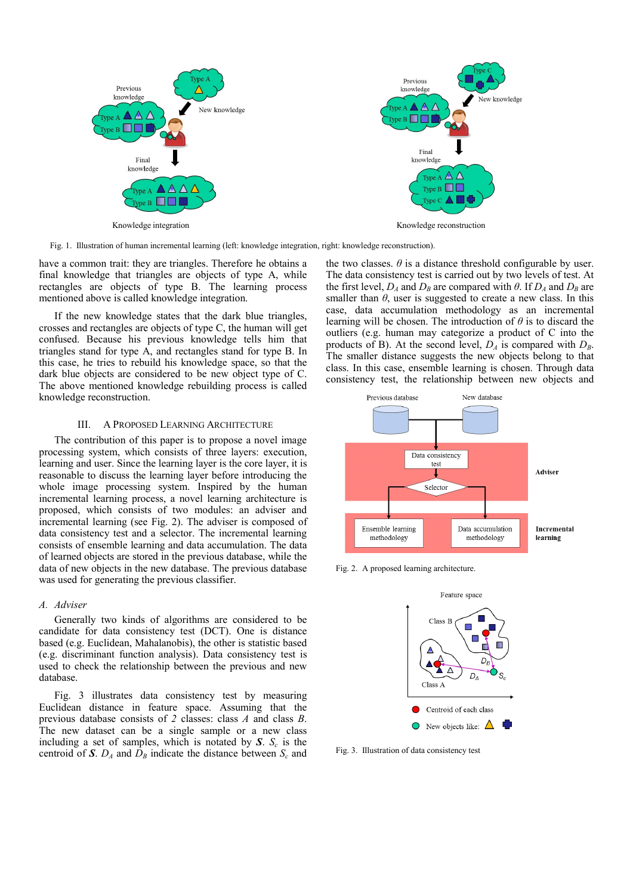Fig. 1. Illustration of human incremental learning (left: knowledge integration, right: knowledge reconstruction).

have a common trait: they are triangles. Therefore he obtains a final knowledge that triangles are objects of type A, while rectangles are objects of type B. The learning process mentioned above is called knowledge integration.

If the new knowledge states that the dark blue triangles, crosses and rectangles are objects of type C, the human will get confused. Because his previous knowledge tells him that triangles stand for type A, and rectangles stand for type B. In this case, he tries to rebuild his knowledge space, so that the dark blue objects are considered to be new object type of C. The above mentioned knowledge rebuilding process is called knowledge reconstruction.

## III. A Proposed Learning Architecture

The contribution of this paper is to propose a novel image processing system, which consists of three layers: execution, learning and user. Since the learning layer is the core layer, it is reasonable to discuss the learning layer before introducing the whole image processing system. Inspired by the human incremental learning process, a novel learning architecture is proposed, which consists of two modules: an adviser and incremental learning (see Fig. 2). The adviser is composed of data consistency test and a selector. The incremental learning consists of ensemble learning and data accumulation. The data of learned objects are stored in the previous database, while the data of new objects in the new database. The previous database was used for generating the previous classifier.

### A. Adviser

Generally two kinds of algorithms are considered to be candidate for data consistency test (DCT). One is distance based (e.g. Euclidean, Mahalanobis), the other is statistic based (e.g. discriminant function analysis). Data consistency test is used to check the relationship between the previous and new database.

Fig. 3 illustrates data consistency test by measuring Euclidean distance in feature space. Assuming that the previous database consists of *2* classes: class *A* and class *B*. The new dataset can be a single sample or a new class including a set of samples, which is notated by ***S***. $S_c$ is the centroid of ***S***. $D_A$ and $D_B$ indicate the distance between $S_c$ and the two classes. $\theta$ is a distance threshold configurable by user. The data consistency test is carried out by two levels of test. At the first level, $D_A$ and $D_B$ are compared with $\theta$. If $D_A$ and $D_B$ are smaller than $\theta$, user is suggested to create a new class. In this case, data accumulation methodology as an incremental learning will be chosen. The introduction of $\theta$ is to discard the outliers (e.g. human may categorize a product of C into the products of B). At the second level, $D_A$ is compared with $D_B$. The smaller distance suggests the new objects belong to that class. In this case, ensemble learning is chosen. Through data consistency test, the relationship between new objects and

Fig. 2. A proposed learning architecture.

Fig. 3. Illustration of data consistency test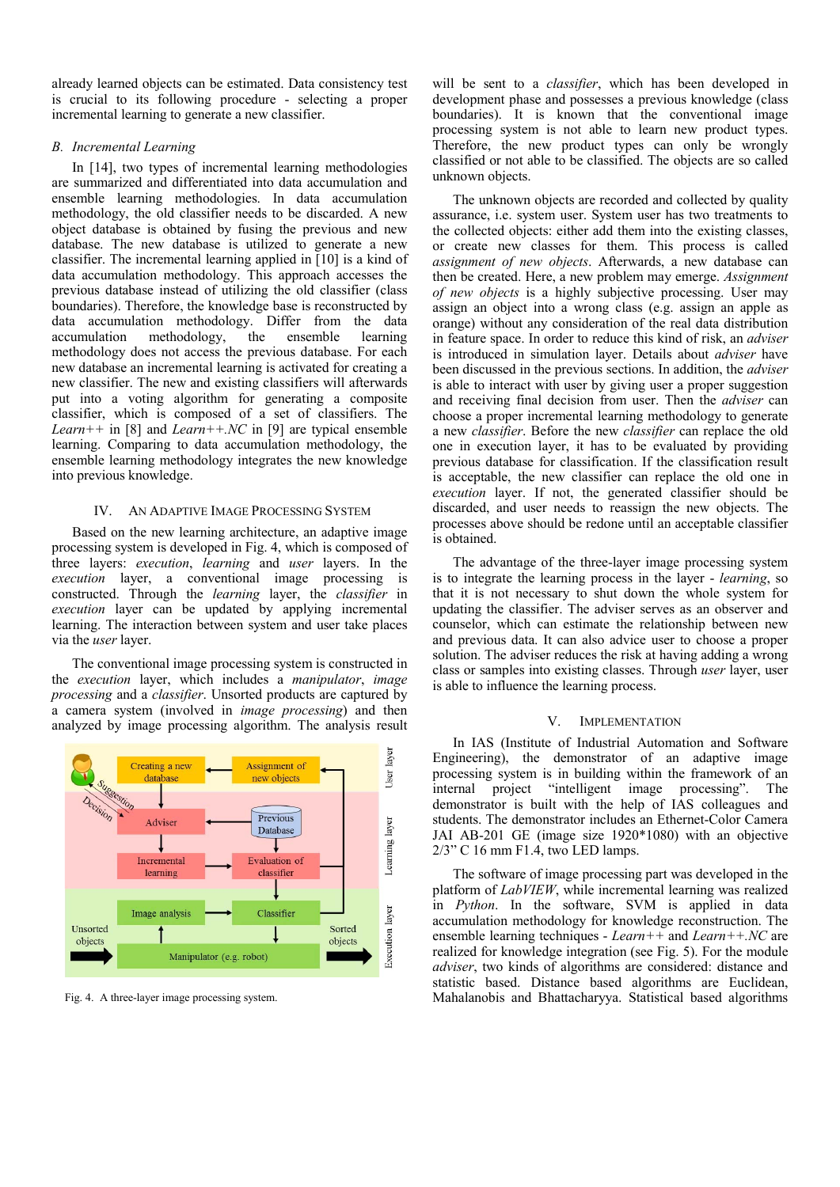already learned objects can be estimated. Data consistency test is crucial to its following procedure - selecting a proper incremental learning to generate a new classifier.

### *B. Incremental Learning*

In [14], two types of incremental learning methodologies are summarized and differentiated into data accumulation and ensemble learning methodologies. In data accumulation methodology, the old classifier needs to be discarded. A new object database is obtained by fusing the previous and new database. The new database is utilized to generate a new classifier. The incremental learning applied in [10] is a kind of data accumulation methodology. This approach accesses the previous database instead of utilizing the old classifier (class boundaries). Therefore, the knowledge base is reconstructed by data accumulation methodology. Differ from the data accumulation methodology, the ensemble learning methodology does not access the previous database. For each new database an incremental learning is activated for creating a new classifier. The new and existing classifiers will afterwards put into a voting algorithm for generating a composite classifier, which is composed of a set of classifiers. The *Learn++* in [8] and *Learn++.NC* in [9] are typical ensemble learning. Comparing to data accumulation methodology, the ensemble learning methodology integrates the new knowledge into previous knowledge.

## IV. An Adaptive Image Processing System

Based on the new learning architecture, an adaptive image processing system is developed in Fig. 4, which is composed of three layers: *execution*, *learning* and *user* layers. In the *execution* layer, a conventional image processing is constructed. Through the *learning* layer, the *classifier* in *execution* layer can be updated by applying incremental learning. The interaction between system and user take places via the *user* layer.

The conventional image processing system is constructed in the *execution* layer, which includes a *manipulator*, *image processing* and a *classifier*. Unsorted products are captured by a camera system (involved in *image processing*) and then analyzed by image processing algorithm. The analysis result will be sent to a *classifier*, which has been developed in development phase and possesses a previous knowledge (class boundaries). It is known that the conventional image processing system is not able to learn new product types. Therefore, the new product types can only be wrongly classified or not able to be classified. The objects are so called unknown objects.

Fig. 4. A three-layer image processing system.

The unknown objects are recorded and collected by quality assurance, i.e. system user. System user has two treatments to the collected objects: either add them into the existing classes, or create new classes for them. This process is called *assignment of new objects*. Afterwards, a new database can then be created. Here, a new problem may emerge. *Assignment of new objects* is a highly subjective processing. User may assign an object into a wrong class (e.g. assign an apple as orange) without any consideration of the real data distribution in feature space. In order to reduce this kind of risk, an *adviser* is introduced in simulation layer. Details about *adviser* have been discussed in the previous sections. In addition, the *adviser* is able to interact with user by giving user a proper suggestion and receiving final decision from user. Then the *adviser* can choose a proper incremental learning methodology to generate a new *classifier*. Before the new *classifier* can replace the old one in execution layer, it has to be evaluated by providing previous database for classification. If the classification result is acceptable, the new classifier can replace the old one in *execution* layer. If not, the generated classifier should be discarded, and user needs to reassign the new objects. The processes above should be redone until an acceptable classifier is obtained.

The advantage of the three-layer image processing system is to integrate the learning process in the layer - *learning*, so that it is not necessary to shut down the whole system for updating the classifier. The adviser serves as an observer and counselor, which can estimate the relationship between new and previous data. It can also advice user to choose a proper solution. The adviser reduces the risk at having adding a wrong class or samples into existing classes. Through *user* layer, user is able to influence the learning process.

## V. Implementation

In IAS (Institute of Industrial Automation and Software Engineering), the demonstrator of an adaptive image processing system is in building within the framework of an internal project "intelligent image processing". The demonstrator is built with the help of IAS colleagues and students. The demonstrator includes an Ethernet-Color Camera JAI AB-201 GE (image size 1920*1080) with an objective 2/3" C 16 mm F1.4, two LED lamps.

The software of image processing part was developed in the platform of *LabVIEW*, while incremental learning was realized in *Python*. In the software, SVM is applied in data accumulation methodology for knowledge reconstruction. The ensemble learning techniques - *Learn++* and *Learn++.NC* are realized for knowledge integration (see Fig. 5). For the module *adviser*, two kinds of algorithms are considered: distance and statistic based. Distance based algorithms are Euclidean, Mahalanobis and Bhattacharyya. Statistical based algorithms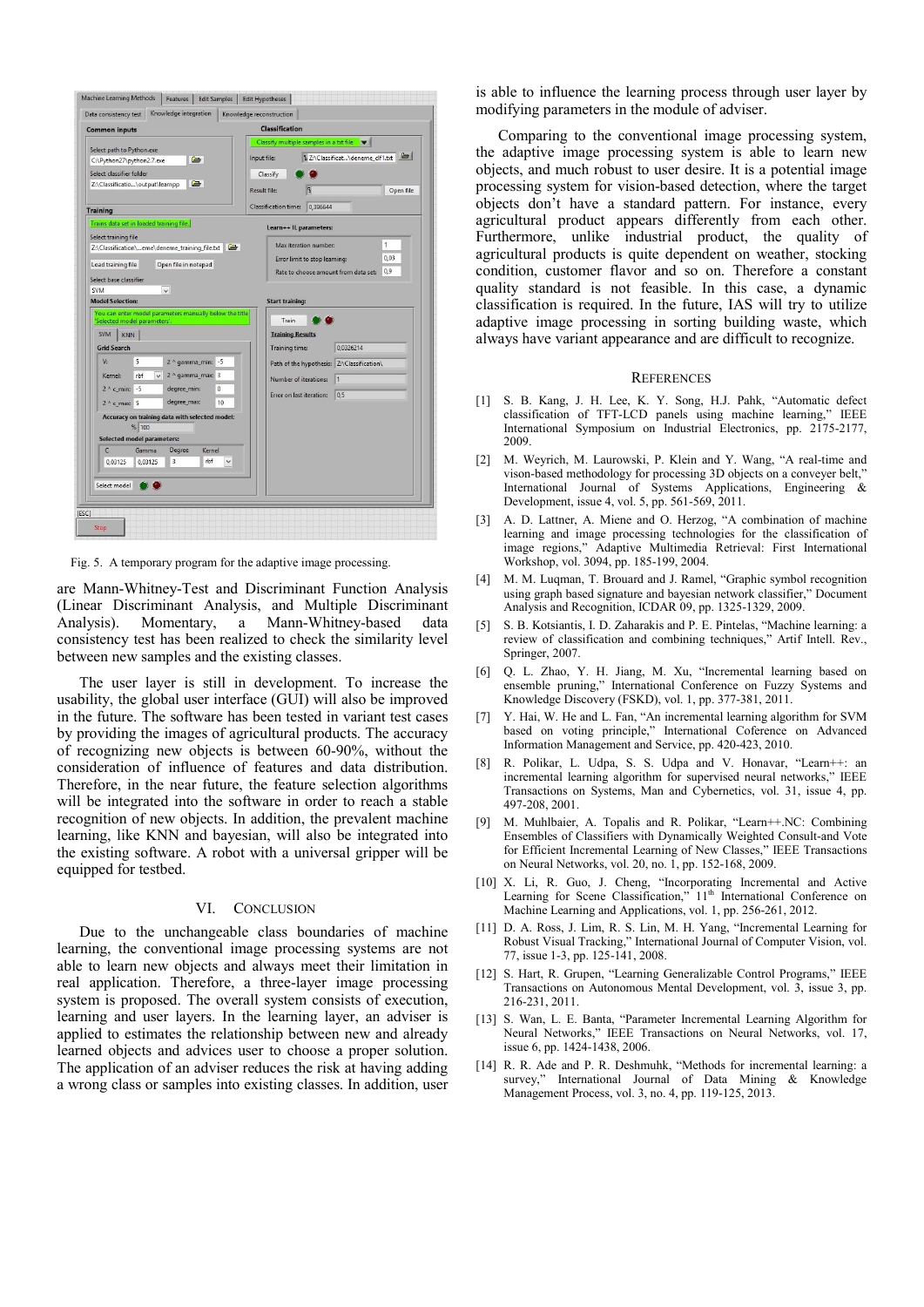Fig. 5. A temporary program for the adaptive image processing.

are Mann-Whitney-Test and Discriminant Function Analysis (Linear Discriminant Analysis, and Multiple Discriminant Analysis). Momentary, a Mann-Whitney-based data consistency test has been realized to check the similarity level between new samples and the existing classes.

The user layer is still in development. To increase the usability, the global user interface (GUI) will also be improved in the future. The software has been tested in variant test cases by providing the images of agricultural products. The accuracy of recognizing new objects is between 60-90%, without the consideration of influence of features and data distribution. Therefore, in the near future, the feature selection algorithms will be integrated into the software in order to reach a stable recognition of new objects. In addition, the prevalent machine learning, like KNN and bayesian, will also be integrated into the existing software. A robot with a universal gripper will be equipped for testbed.

## VI. Conclusion

Due to the unchangeable class boundaries of machine learning, the conventional image processing systems are not able to learn new objects and always meet their limitation in real application. Therefore, a three-layer image processing system is proposed. The overall system consists of execution, learning and user layers. In the learning layer, an adviser is applied to estimates the relationship between new and already learned objects and advices user to choose a proper solution. The application of an adviser reduces the risk at having adding a wrong class or samples into existing classes. In addition, user is able to influence the learning process through user layer by modifying parameters in the module of adviser.

Comparing to the conventional image processing system, the adaptive image processing system is able to learn new objects, and much robust to user desire. It is a potential image processing system for vision-based detection, where the target objects don't have a standard pattern. For instance, every agricultural product appears differently from each other. Furthermore, unlike industrial product, the quality of agricultural products is quite dependent on weather, stocking condition, customer flavor and so on. Therefore a constant quality standard is not feasible. In this case, a dynamic classification is required. In the future, IAS will try to utilize adaptive image processing in sorting building waste, which always have variant appearance and are difficult to recognize.

## References

[1] S. B. Kang, J. H. Lee, K. Y. Song, H.J. Pahk, "Automatic defect classification of TFT-LCD panels using machine learning," IEEE International Symposium on Industrial Electronics, pp. 2175-2177, 2009.

[2] M. Weyrich, M. Laurowski, P. Klein and Y. Wang, "A real-time and vision-based methodology for processing 3D objects on a conveyer belt," International Journal of Systems Applications, Engineering & Development, issue 4, vol. 5, pp. 561-569, 2011.

[3] A. D. Lattner, A. Miene and O. Herzog, "A combination of machine learning and image processing technologies for the classification of image regions," Adaptive Multimedia Retrieval: First International Workshop, vol. 3094, pp. 185-199, 2004.

[4] M. M. Luqman, T. Brouard and J. Ramel, "Graphic symbol recognition using graph based signature and bayesian network classifier," Document Analysis and Recognition, ICDAR 09, pp. 1325-1329, 2009.

[5] S. B. Kotsiantis, I. D. Zaharakis and P. E. Pintelas, "Machine learning: a review of classification and combining techniques," Artif Intell. Rev., Springer, 2007.

[6] Q. L. Zhao, Y. H. Jiang, M. Xu, "Incremental learning based on ensemble pruning," International Conference on Fuzzy Systems and Knowledge Discovery (FSKD), vol. 1, pp. 377-381, 2011.

[7] Y. Hai, W. He and L. Fan, "An incremental learning algorithm for SVM based on voting principle," International Coference on Advanced Information Management and Service, pp. 420-423, 2010.

[8] R. Polikar, L. Udpa, S. S. Udpa and V. Honavar, "Learn++: an incremental learning algorithm for supervised neural networks," IEEE Transactions on Systems, Man and Cybernetics, vol. 31, issue 4, pp. 497-208, 2001.

[9] M. Muhlbaier, A. Topalis and R. Polikar, "Learn++.NC: Combining Ensembles of Classifiers with Dynamically Weighted Consult-and Vote for Efficient Incremental Learning of New Classes," IEEE Transactions on Neural Networks, vol. 20, no. 1, pp. 152-168, 2009.

[10] X. Li, R. Guo, J. Cheng, "Incorporating Incremental and Active Learning for Scene Classification," 11th International Conference on Machine Learning and Applications, vol. 1, pp. 256-261, 2012.

[11] D. A. Ross, J. Lim, R. S. Lin, M. H. Yang, "Incremental Learning for Robust Visual Tracking," International Journal of Computer Vision, vol. 77, issue 1-3, pp. 125-141, 2008.

[12] S. Hart, R. Grupen, "Learning Generalizable Control Programs," IEEE Transactions on Autonomous Mental Development, vol. 3, issue 3, pp. 216-231, 2011.

[13] S. Wan, L. E. Banta, "Parameter Incremental Learning Algorithm for Neural Networks," IEEE Transactions on Neural Networks, vol. 17, issue 6, pp. 1424-1438, 2006.

[14] R. R. Ade and P. R. Deshmuhk, "Methods for incremental learning: a survey," International Journal of Data Mining & Knowledge Management Process, vol. 3, no. 4, pp. 119-125, 2013.